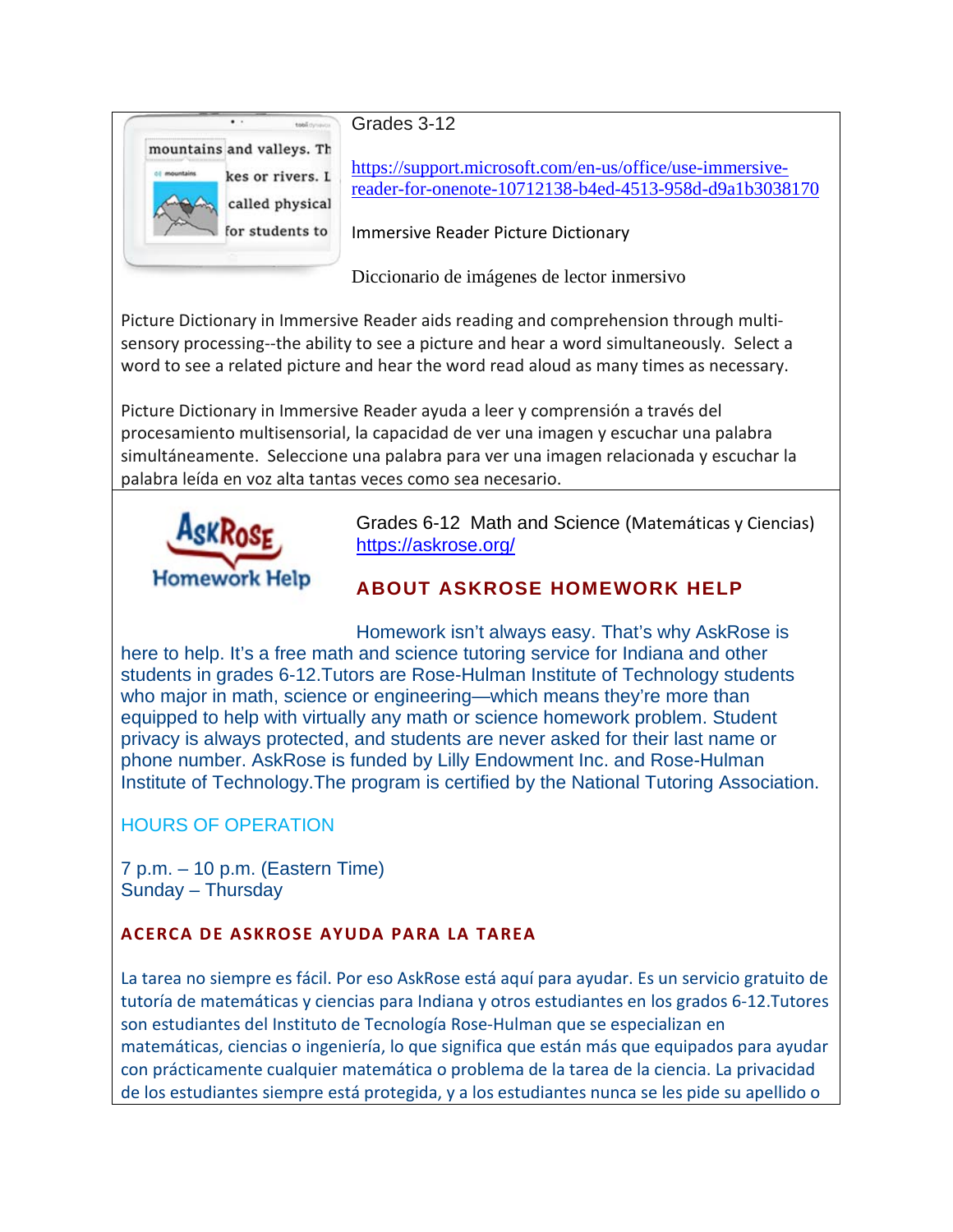Grades 3-12

https://support.microsoft.com/en-us/office/use-immersive-reader-for-onenote-10712138-b4ed-4513-958d-d9a1b3038170

Immersive Reader Picture Dictionary

Diccionario de imágenes de lector inmersivo

Picture Dictionary in Immersive Reader aids reading and comprehension through multi-sensory processing--the ability to see a picture and hear a word simultaneously. Select a word to see a related picture and hear the word read aloud as many times as necessary.

Picture Dictionary in Immersive Reader ayuda a leer y comprensión a través del procesamiento multisensorial, la capacidad de ver una imagen y escuchar una palabra simultáneamente. Seleccione una palabra para ver una imagen relacionada y escuchar la palabra leída en voz alta tantas veces como sea necesario.

---

AskRose Homework Help

Grades 6-12 Math and Science (Matemáticas y Ciencias)
https://askrose.org/

## ABOUT ASKROSE HOMEWORK HELP

Homework isn't always easy. That's why AskRose is here to help. It's a free math and science tutoring service for Indiana and other students in grades 6-12.Tutors are Rose-Hulman Institute of Technology students who major in math, science or engineering—which means they're more than equipped to help with virtually any math or science homework problem. Student privacy is always protected, and students are never asked for their last name or phone number. AskRose is funded by Lilly Endowment Inc. and Rose-Hulman Institute of Technology.The program is certified by the National Tutoring Association.

### HOURS OF OPERATION

7 p.m. – 10 p.m. (Eastern Time)
Sunday – Thursday

## ACERCA DE ASKROSE AYUDA PARA LA TAREA

La tarea no siempre es fácil. Por eso AskRose está aquí para ayudar. Es un servicio gratuito de tutoría de matemáticas y ciencias para Indiana y otros estudiantes en los grados 6-12.Tutores son estudiantes del Instituto de Tecnología Rose-Hulman que se especializan en matemáticas, ciencias o ingeniería, lo que significa que están más que equipados para ayudar con prácticamente cualquier matemática o problema de la tarea de la ciencia. La privacidad de los estudiantes siempre está protegida, y a los estudiantes nunca se les pide su apellido o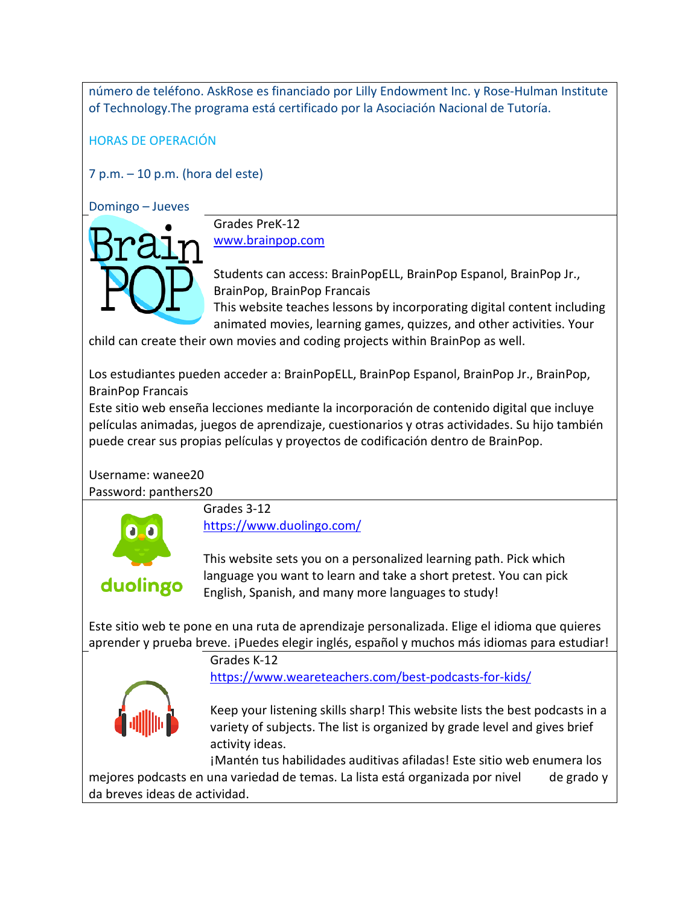número de teléfono. AskRose es financiado por Lilly Endowment Inc. y Rose-Hulman Institute of Technology.The programa está certificado por la Asociación Nacional de Tutoría.

HORAS DE OPERACIÓN

7 p.m. – 10 p.m. (hora del este)

Domingo – Jueves

---

Grades PreK-12
www.brainpop.com

Students can access: BrainPopELL, BrainPop Espanol, BrainPop Jr., BrainPop, BrainPop Francais
This website teaches lessons by incorporating digital content including animated movies, learning games, quizzes, and other activities. Your child can create their own movies and coding projects within BrainPop as well.

Los estudiantes pueden acceder a: BrainPopELL, BrainPop Espanol, BrainPop Jr., BrainPop, BrainPop Francais
Este sitio web enseña lecciones mediante la incorporación de contenido digital que incluye películas animadas, juegos de aprendizaje, cuestionarios y otras actividades. Su hijo también puede crear sus propias películas y proyectos de codificación dentro de BrainPop.

Username: wanee20
Password: panthers20

---

Grades 3-12
https://www.duolingo.com/

This website sets you on a personalized learning path. Pick which language you want to learn and take a short pretest. You can pick English, Spanish, and many more languages to study!

Este sitio web te pone en una ruta de aprendizaje personalizada. Elige el idioma que quieres aprender y prueba breve. ¡Puedes elegir inglés, español y muchos más idiomas para estudiar!

---

Grades K-12
https://www.weareteachers.com/best-podcasts-for-kids/

Keep your listening skills sharp! This website lists the best podcasts in a variety of subjects. The list is organized by grade level and gives brief activity ideas.
¡Mantén tus habilidades auditivas afiladas! Este sitio web enumera los mejores podcasts en una variedad de temas. La lista está organizada por nivel de grado y da breves ideas de actividad.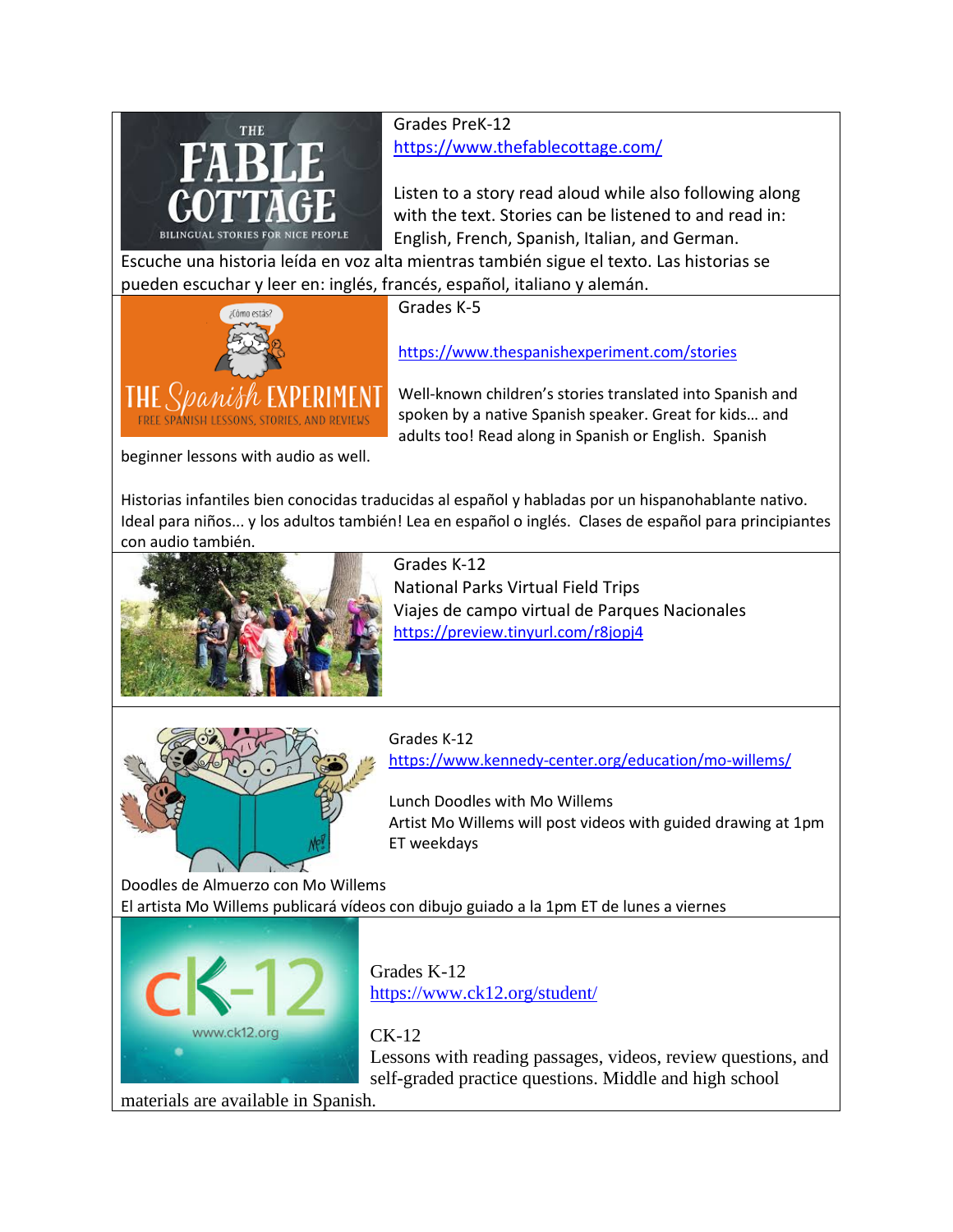Grades PreK-12
https://www.thefablecottage.com/

Listen to a story read aloud while also following along with the text. Stories can be listened to and read in: English, French, Spanish, Italian, and German.
Escuche una historia leída en voz alta mientras también sigue el texto. Las historias se pueden escuchar y leer en: inglés, francés, español, italiano y alemán.

---

Grades K-5

https://www.thespanishexperiment.com/stories

Well-known children's stories translated into Spanish and spoken by a native Spanish speaker. Great for kids… and adults too! Read along in Spanish or English. Spanish beginner lessons with audio as well.

Historias infantiles bien conocidas traducidas al español y habladas por un hispanohablante nativo. Ideal para niños... y los adultos también! Lea en español o inglés. Clases de español para principiantes con audio también.

---

Grades K-12
National Parks Virtual Field Trips
Viajes de campo virtual de Parques Nacionales
https://preview.tinyurl.com/r8jopj4

---

Grades K-12
https://www.kennedy-center.org/education/mo-willems/

Lunch Doodles with Mo Willems
Artist Mo Willems will post videos with guided drawing at 1pm ET weekdays

Doodles de Almuerzo con Mo Willems
El artista Mo Willems publicará vídeos con dibujo guiado a la 1pm ET de lunes a viernes

---

Grades K-12
https://www.ck12.org/student/

CK-12
Lessons with reading passages, videos, review questions, and self-graded practice questions. Middle and high school materials are available in Spanish.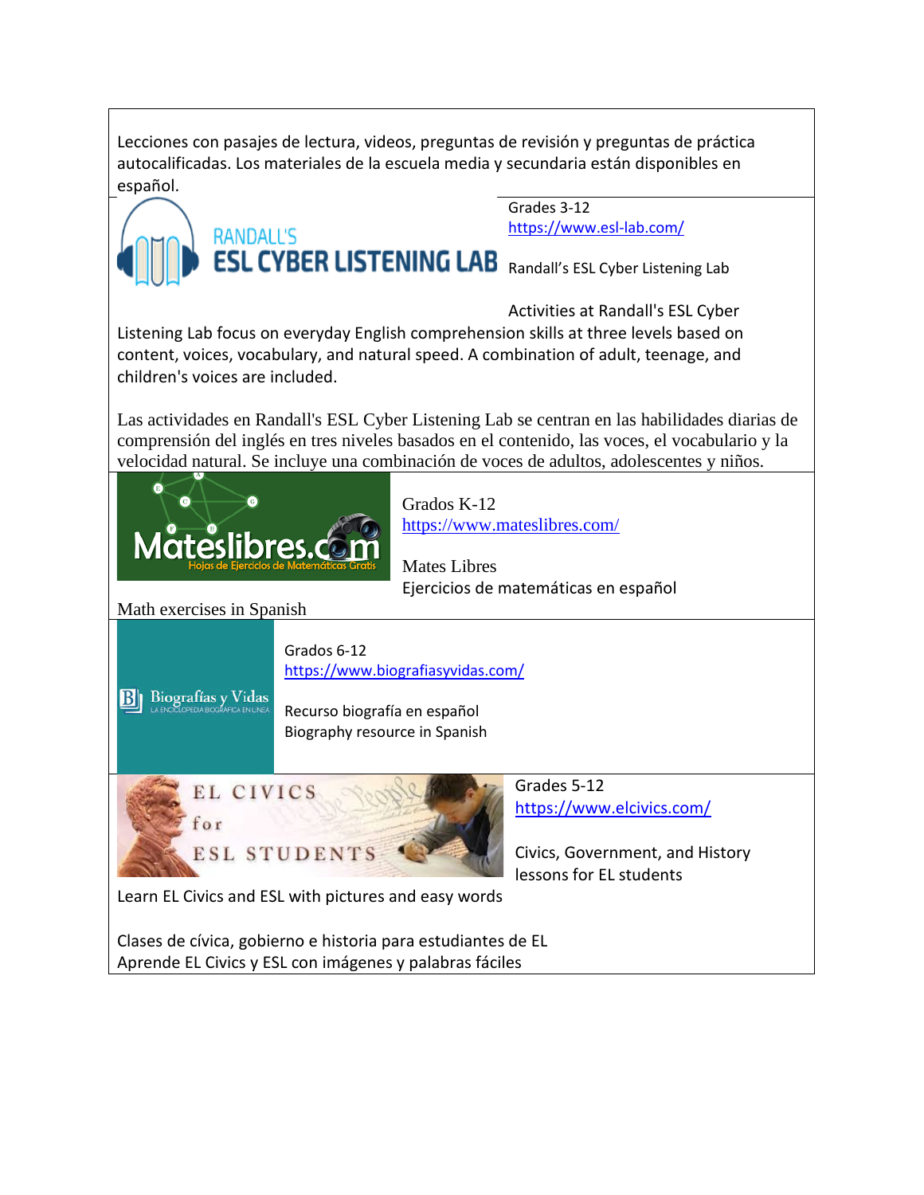Lecciones con pasajes de lectura, videos, preguntas de revisión y preguntas de práctica autocalificadas. Los materiales de la escuela media y secundaria están disponibles en español.

Grades 3-12
https://www.esl-lab.com/

Randall's ESL Cyber Listening Lab

Activities at Randall's ESL Cyber Listening Lab focus on everyday English comprehension skills at three levels based on content, voices, vocabulary, and natural speed. A combination of adult, teenage, and children's voices are included.

Las actividades en Randall's ESL Cyber Listening Lab se centran en las habilidades diarias de comprensión del inglés en tres niveles basados en el contenido, las voces, el vocabulario y la velocidad natural. Se incluye una combinación de voces de adultos, adolescentes y niños.

Grados K-12
https://www.mateslibres.com/

Mates Libres
Ejercicios de matemáticas en español

Math exercises in Spanish

Grados 6-12
https://www.biografiasyvidas.com/

Recurso biografía en español
Biography resource in Spanish

Grades 5-12
https://www.elcivics.com/

Civics, Government, and History lessons for EL students

Learn EL Civics and ESL with pictures and easy words

Clases de cívica, gobierno e historia para estudiantes de EL
Aprende EL Civics y ESL con imágenes y palabras fáciles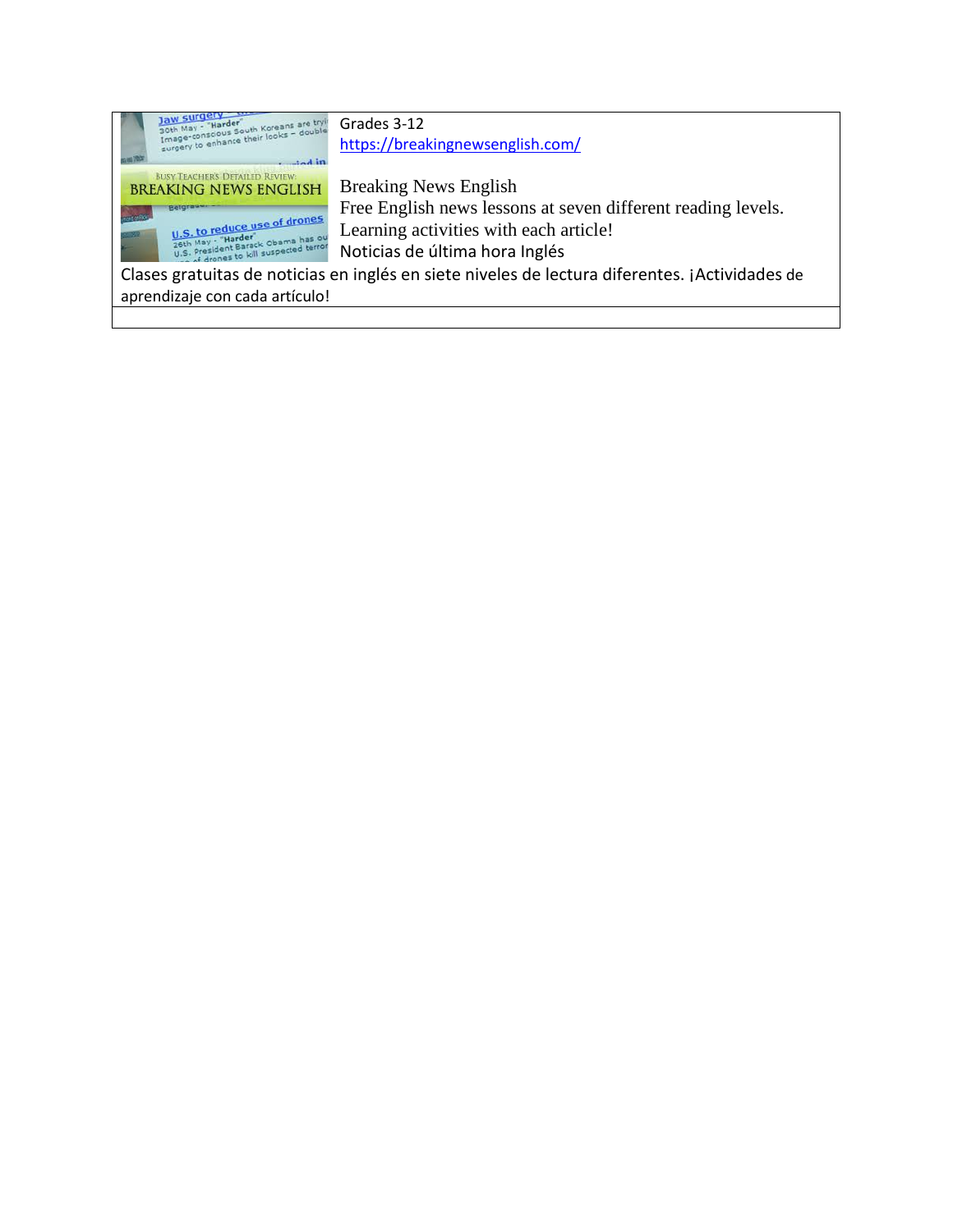Grades 3-12

https://breakingnewsenglish.com/

Breaking News English

Free English news lessons at seven different reading levels.

Learning activities with each article!

Noticias de última hora Inglés

Clases gratuitas de noticias en inglés en siete niveles de lectura diferentes. ¡Actividades de aprendizaje con cada artículo!